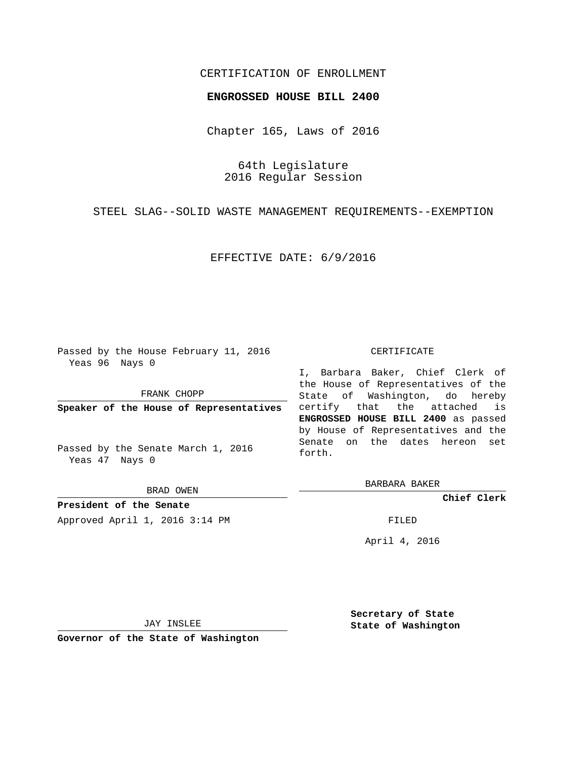CERTIFICATION OF ENROLLMENT

**ENGROSSED HOUSE BILL 2400**

Chapter 165, Laws of 2016

64th Legislature
2016 Regular Session

STEEL SLAG--SOLID WASTE MANAGEMENT REQUIREMENTS--EXEMPTION

EFFECTIVE DATE: 6/9/2016

Passed by the House February 11, 2016
Yeas 96 Nays 0

FRANK CHOPP

**Speaker of the House of Representatives**

Passed by the Senate March 1, 2016
Yeas 47 Nays 0

BRAD OWEN

**President of the Senate**

Approved April 1, 2016 3:14 PM

JAY INSLEE

**Governor of the State of Washington**

CERTIFICATE

I, Barbara Baker, Chief Clerk of the House of Representatives of the State of Washington, do hereby certify that the attached is **ENGROSSED HOUSE BILL 2400** as passed by House of Representatives and the Senate on the dates hereon set forth.

BARBARA BAKER

**Chief Clerk**

FILED

April 4, 2016

**Secretary of State**
**State of Washington**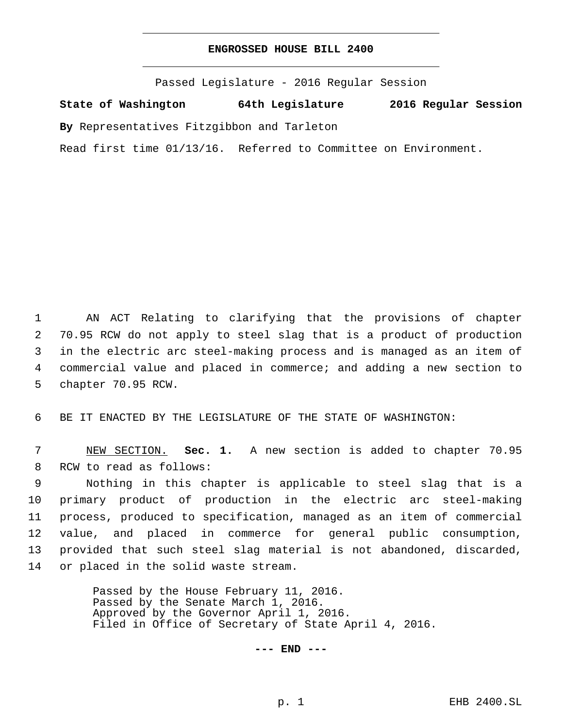# ENGROSSED HOUSE BILL 2400

Passed Legislature - 2016 Regular Session

**State of Washington 64th Legislature 2016 Regular Session**

**By** Representatives Fitzgibbon and Tarleton

Read first time 01/13/16. Referred to Committee on Environment.

1 AN ACT Relating to clarifying that the provisions of chapter
2 70.95 RCW do not apply to steel slag that is a product of production
3 in the electric arc steel-making process and is managed as an item of
4 commercial value and placed in commerce; and adding a new section to
5 chapter 70.95 RCW.

6 BE IT ENACTED BY THE LEGISLATURE OF THE STATE OF WASHINGTON:

7 NEW SECTION. **Sec. 1.** A new section is added to chapter 70.95
8 RCW to read as follows:

9 Nothing in this chapter is applicable to steel slag that is a
10 primary product of production in the electric arc steel-making
11 process, produced to specification, managed as an item of commercial
12 value, and placed in commerce for general public consumption,
13 provided that such steel slag material is not abandoned, discarded,
14 or placed in the solid waste stream.

Passed by the House February 11, 2016.
Passed by the Senate March 1, 2016.
Approved by the Governor April 1, 2016.
Filed in Office of Secretary of State April 4, 2016.

**--- END ---**